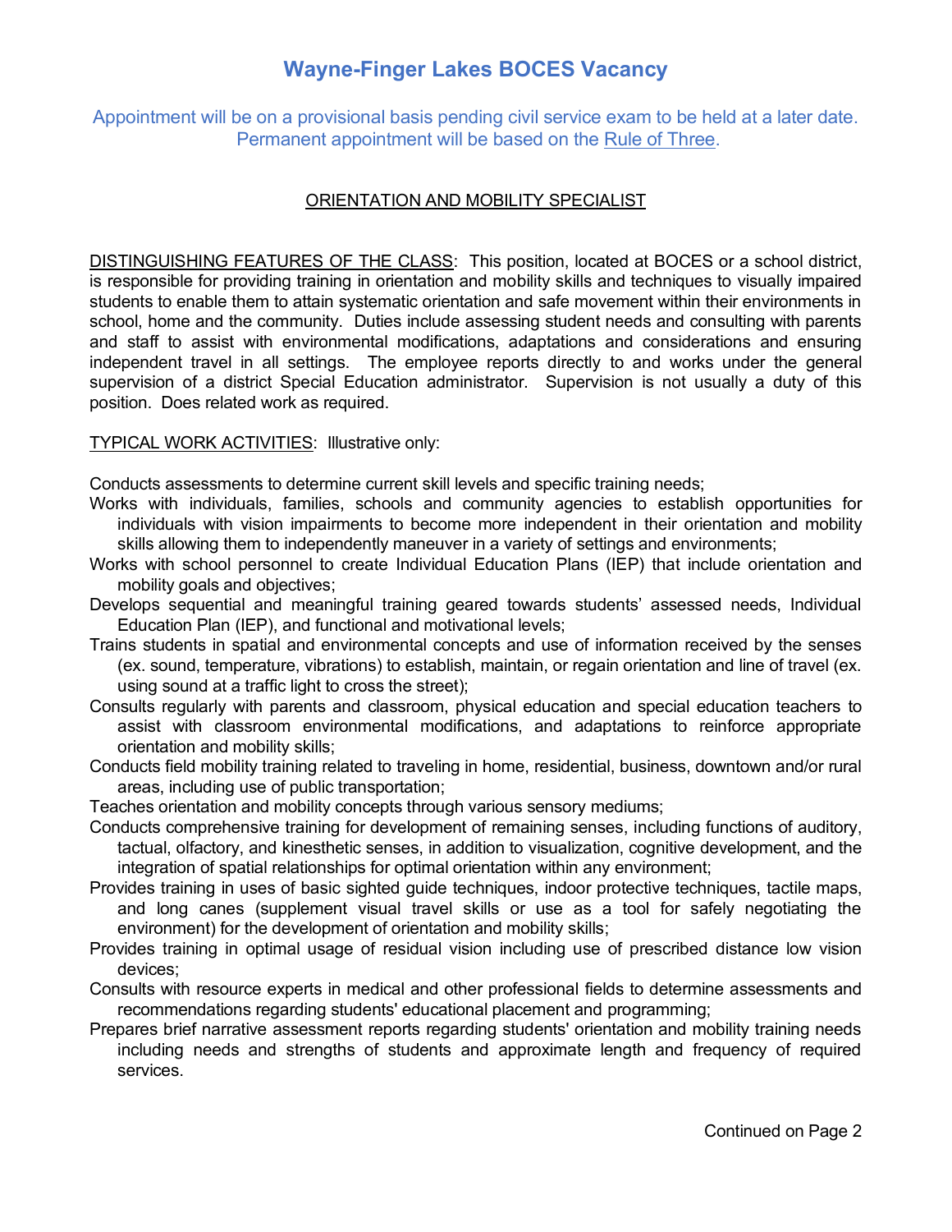# Wayne-Finger Lakes BOCES Vacancy

Appointment will be on a provisional basis pending civil service exam to be held at a later date. Permanent appointment will be based on the Rule of Three.

## ORIENTATION AND MOBILITY SPECIALIST

DISTINGUISHING FEATURES OF THE CLASS: This position, located at BOCES or a school district, is responsible for providing training in orientation and mobility skills and techniques to visually impaired students to enable them to attain systematic orientation and safe movement within their environments in school, home and the community. Duties include assessing student needs and consulting with parents and staff to assist with environmental modifications, adaptations and considerations and ensuring independent travel in all settings. The employee reports directly to and works under the general supervision of a district Special Education administrator. Supervision is not usually a duty of this position. Does related work as required.

TYPICAL WORK ACTIVITIES: Illustrative only:

Conducts assessments to determine current skill levels and specific training needs;

Works with individuals, families, schools and community agencies to establish opportunities for individuals with vision impairments to become more independent in their orientation and mobility skills allowing them to independently maneuver in a variety of settings and environments;

Works with school personnel to create Individual Education Plans (IEP) that include orientation and mobility goals and objectives;

Develops sequential and meaningful training geared towards students' assessed needs, Individual Education Plan (IEP), and functional and motivational levels;

Trains students in spatial and environmental concepts and use of information received by the senses (ex. sound, temperature, vibrations) to establish, maintain, or regain orientation and line of travel (ex. using sound at a traffic light to cross the street);

Consults regularly with parents and classroom, physical education and special education teachers to assist with classroom environmental modifications, and adaptations to reinforce appropriate orientation and mobility skills;

Conducts field mobility training related to traveling in home, residential, business, downtown and/or rural areas, including use of public transportation;

Teaches orientation and mobility concepts through various sensory mediums;

Conducts comprehensive training for development of remaining senses, including functions of auditory, tactual, olfactory, and kinesthetic senses, in addition to visualization, cognitive development, and the integration of spatial relationships for optimal orientation within any environment;

Provides training in uses of basic sighted guide techniques, indoor protective techniques, tactile maps, and long canes (supplement visual travel skills or use as a tool for safely negotiating the environment) for the development of orientation and mobility skills;

Provides training in optimal usage of residual vision including use of prescribed distance low vision devices;

Consults with resource experts in medical and other professional fields to determine assessments and recommendations regarding students' educational placement and programming;

Prepares brief narrative assessment reports regarding students' orientation and mobility training needs including needs and strengths of students and approximate length and frequency of required services.

Continued on Page 2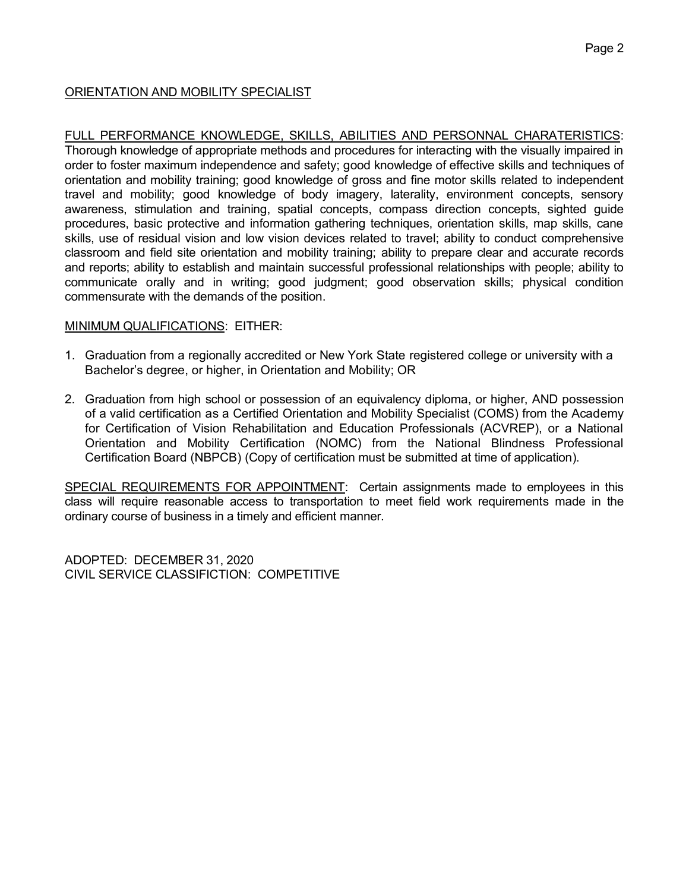ORIENTATION AND MOBILITY SPECIALIST

FULL PERFORMANCE KNOWLEDGE, SKILLS, ABILITIES AND PERSONNAL CHARATERISTICS: Thorough knowledge of appropriate methods and procedures for interacting with the visually impaired in order to foster maximum independence and safety; good knowledge of effective skills and techniques of orientation and mobility training; good knowledge of gross and fine motor skills related to independent travel and mobility; good knowledge of body imagery, laterality, environment concepts, sensory awareness, stimulation and training, spatial concepts, compass direction concepts, sighted guide procedures, basic protective and information gathering techniques, orientation skills, map skills, cane skills, use of residual vision and low vision devices related to travel; ability to conduct comprehensive classroom and field site orientation and mobility training; ability to prepare clear and accurate records and reports; ability to establish and maintain successful professional relationships with people; ability to communicate orally and in writing; good judgment; good observation skills; physical condition commensurate with the demands of the position.

MINIMUM QUALIFICATIONS: EITHER:

1. Graduation from a regionally accredited or New York State registered college or university with a Bachelor's degree, or higher, in Orientation and Mobility; OR
2. Graduation from high school or possession of an equivalency diploma, or higher, AND possession of a valid certification as a Certified Orientation and Mobility Specialist (COMS) from the Academy for Certification of Vision Rehabilitation and Education Professionals (ACVREP), or a National Orientation and Mobility Certification (NOMC) from the National Blindness Professional Certification Board (NBPCB) (Copy of certification must be submitted at time of application).

SPECIAL REQUIREMENTS FOR APPOINTMENT: Certain assignments made to employees in this class will require reasonable access to transportation to meet field work requirements made in the ordinary course of business in a timely and efficient manner.

ADOPTED: DECEMBER 31, 2020
CIVIL SERVICE CLASSIFICTION: COMPETITIVE